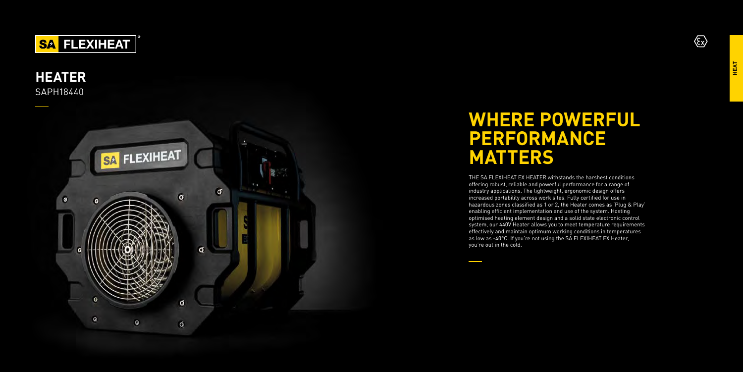**SA FLEXIHEAT**®

# HEATER

SAPH18440

# WHERE POWERFUL PERFORMANCE MATTERS

THE SA FLEXIHEAT EX HEATER withstands the harshest conditions offering robust, reliable and powerful performance for a range of industry applications. The lightweight, ergonomic design offers increased portability across work sites. Fully certified for use in hazardous zones classified as 1 or 2, the Heater comes as 'Plug & Play' enabling efficient implementation and use of the system. Hosting optimised heating element design and a solid state electronic control system, our 440V Heater allows you to meet temperature requirements effectively and maintain optimum working conditions in temperatures as low as -40°C. If you're not using the SA FLEXIHEAT EX Heater, you're out in the cold.

HEAT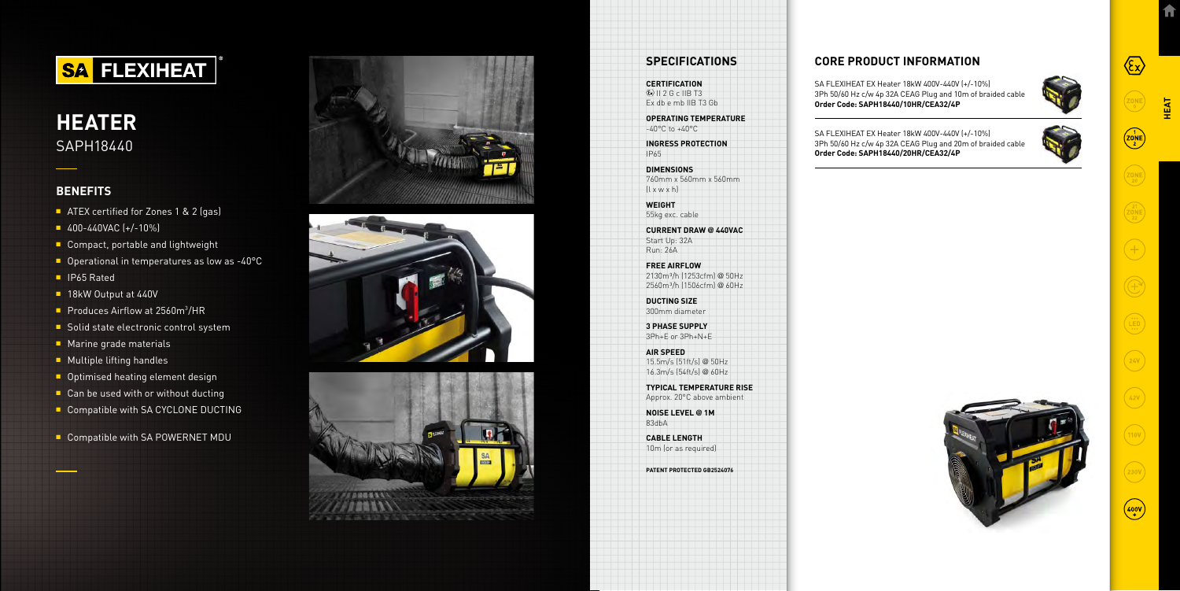# SA FLEXIHEAT

## HEATER

SAPH18440

### BENEFITS

- ATEX certified for Zones 1 & 2 (gas)
- 400-440VAC (+/-10%)
- Compact, portable and lightweight
- Operational in temperatures as low as -40°C
- IP65 Rated
- 18kW Output at 440V
- Produces Airflow at 2560m$^3$/HR
- Solid state electronic control system
- Marine grade materials
- Multiple lifting handles
- Optimised heating element design
- Can be used with or without ducting
- Compatible with SA CYCLONE DUCTING
- Compatible with SA POWERNET MDU

## SPECIFICATIONS

**CERTIFICATION**
Ex II 2 G c IIB T3
Ex db e mb IIB T3 Gb

**OPERATING TEMPERATURE**
-40°C to +40°C

**INGRESS PROTECTION**
IP65

**DIMENSIONS**
760mm x 560mm x 560mm
(l x w x h)

**WEIGHT**
55kg exc. cable

**CURRENT DRAW @ 440VAC**
Start Up: 32A
Run: 26A

**FREE AIRFLOW**
2130m$^3$/h (1253cfm) @ 50Hz
2560m$^3$/h (1506cfm) @ 60Hz

**DUCTING SIZE**
300mm diameter

**3 PHASE SUPPLY**
3Ph+E or 3Ph+N+E

**AIR SPEED**
15.5m/s (51ft/s) @ 50Hz
16.3m/s (54ft/s) @ 60Hz

**TYPICAL TEMPERATURE RISE**
Approx. 20°C above ambient

**NOISE LEVEL @ 1M**
83dbA

**CABLE LENGTH**
10m (or as required)

**PATENT PROTECTED GB2524076**

## CORE PRODUCT INFORMATION

SA FLEXIHEAT EX Heater 18kW 400V-440V (+/-10%)
3Ph 50/60 Hz c/w 4p 32A CEAG Plug and 10m of braided cable
**Order Code: SAPH18440/10HR/CEA32/4P**

SA FLEXIHEAT EX Heater 18kW 400V-440V (+/-10%)
3Ph 50/60 Hz c/w 4p 32A CEAG Plug and 20m of braided cable
**Order Code: SAPH18440/20HR/CEA32/4P**

HEAT